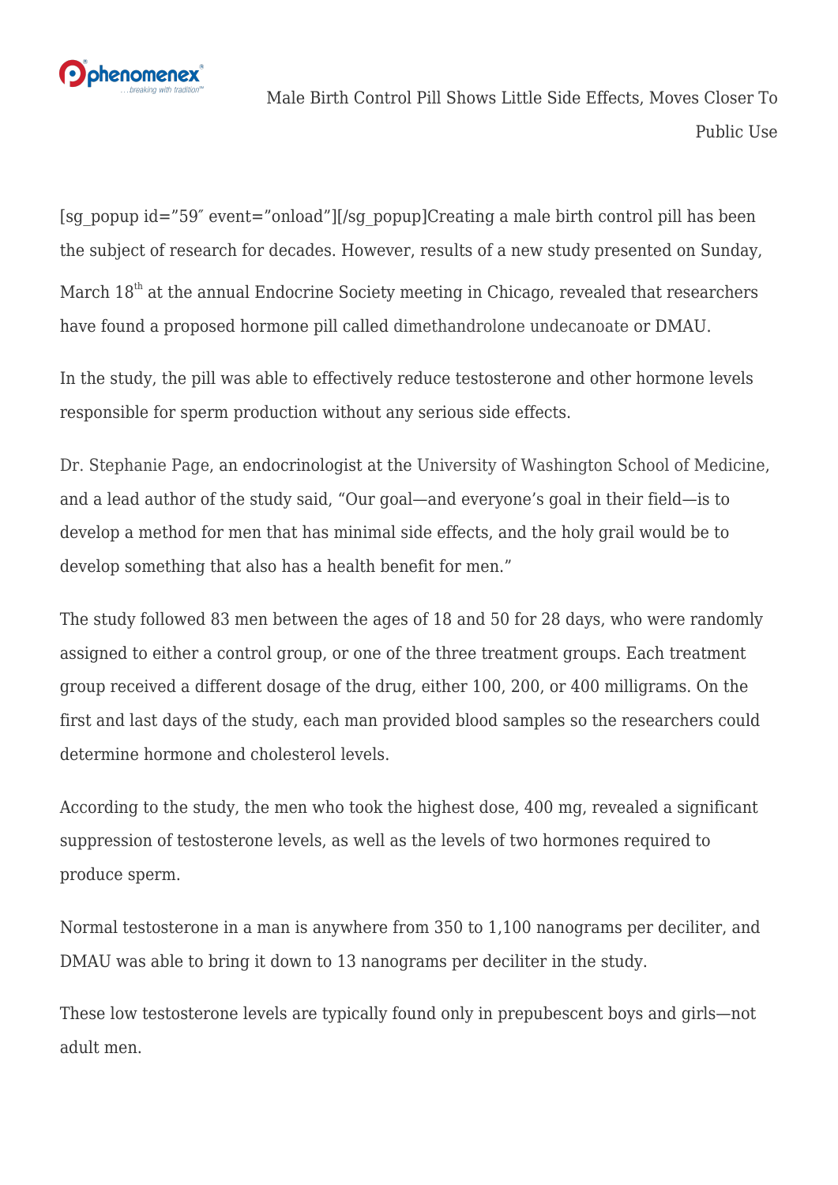# Male Birth Control Pill Shows Little Side Effects, Moves Closer To Public Use

[sg_popup id="59″ event="onload"][/sg_popup]Creating a male birth control pill has been the subject of research for decades. However, results of a new study presented on Sunday, March 18$^{th}$ at the annual Endocrine Society meeting in Chicago, revealed that researchers have found a proposed hormone pill called dimethandrolone undecanoate or DMAU.

In the study, the pill was able to effectively reduce testosterone and other hormone levels responsible for sperm production without any serious side effects.

Dr. Stephanie Page, an endocrinologist at the University of Washington School of Medicine, and a lead author of the study said, "Our goal—and everyone's goal in their field—is to develop a method for men that has minimal side effects, and the holy grail would be to develop something that also has a health benefit for men."

The study followed 83 men between the ages of 18 and 50 for 28 days, who were randomly assigned to either a control group, or one of the three treatment groups. Each treatment group received a different dosage of the drug, either 100, 200, or 400 milligrams. On the first and last days of the study, each man provided blood samples so the researchers could determine hormone and cholesterol levels.

According to the study, the men who took the highest dose, 400 mg, revealed a significant suppression of testosterone levels, as well as the levels of two hormones required to produce sperm.

Normal testosterone in a man is anywhere from 350 to 1,100 nanograms per deciliter, and DMAU was able to bring it down to 13 nanograms per deciliter in the study.

These low testosterone levels are typically found only in prepubescent boys and girls—not adult men.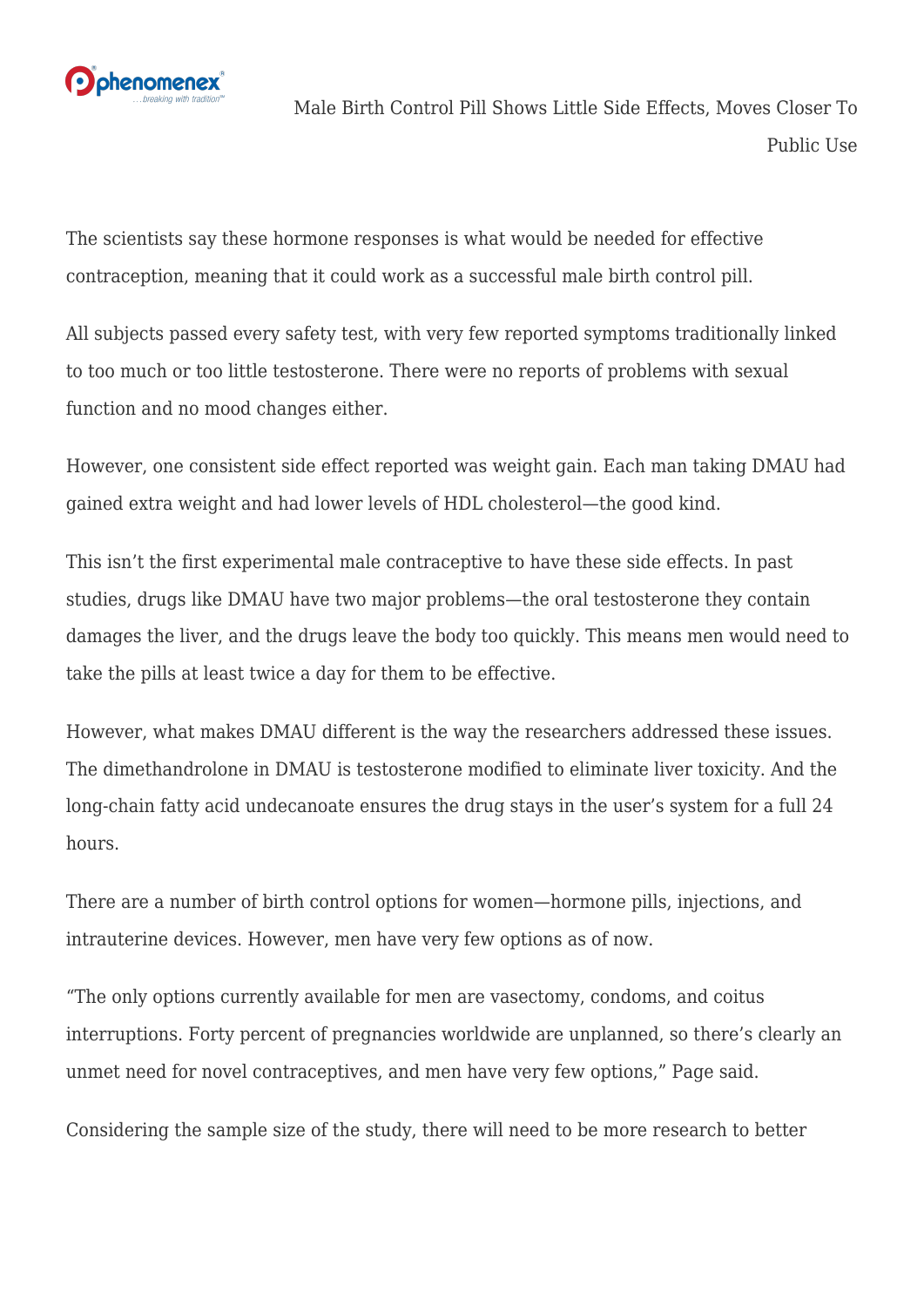The scientists say these hormone responses is what would be needed for effective contraception, meaning that it could work as a successful male birth control pill.

All subjects passed every safety test, with very few reported symptoms traditionally linked to too much or too little testosterone. There were no reports of problems with sexual function and no mood changes either.

However, one consistent side effect reported was weight gain. Each man taking DMAU had gained extra weight and had lower levels of HDL cholesterol—the good kind.

This isn't the first experimental male contraceptive to have these side effects. In past studies, drugs like DMAU have two major problems—the oral testosterone they contain damages the liver, and the drugs leave the body too quickly. This means men would need to take the pills at least twice a day for them to be effective.

However, what makes DMAU different is the way the researchers addressed these issues. The dimethandrolone in DMAU is testosterone modified to eliminate liver toxicity. And the long-chain fatty acid undecanoate ensures the drug stays in the user's system for a full 24 hours.

There are a number of birth control options for women—hormone pills, injections, and intrauterine devices. However, men have very few options as of now.

"The only options currently available for men are vasectomy, condoms, and coitus interruptions. Forty percent of pregnancies worldwide are unplanned, so there's clearly an unmet need for novel contraceptives, and men have very few options," Page said.

Considering the sample size of the study, there will need to be more research to better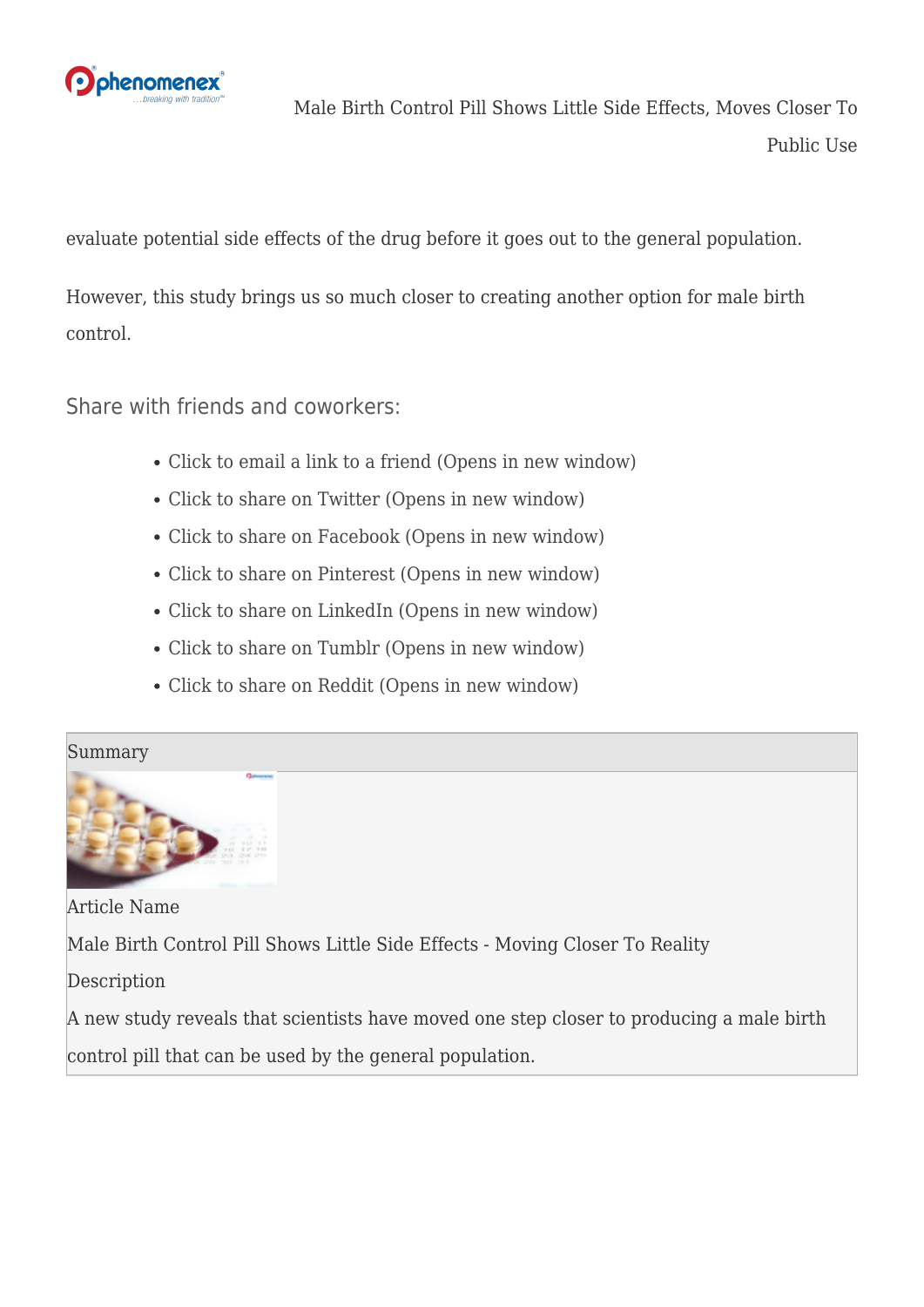evaluate potential side effects of the drug before it goes out to the general population.

However, this study brings us so much closer to creating another option for male birth control.

## Share with friends and coworkers:

- Click to email a link to a friend (Opens in new window)
- Click to share on Twitter (Opens in new window)
- Click to share on Facebook (Opens in new window)
- Click to share on Pinterest (Opens in new window)
- Click to share on LinkedIn (Opens in new window)
- Click to share on Tumblr (Opens in new window)
- Click to share on Reddit (Opens in new window)

Summary

Article Name

Male Birth Control Pill Shows Little Side Effects - Moving Closer To Reality

Description

A new study reveals that scientists have moved one step closer to producing a male birth control pill that can be used by the general population.